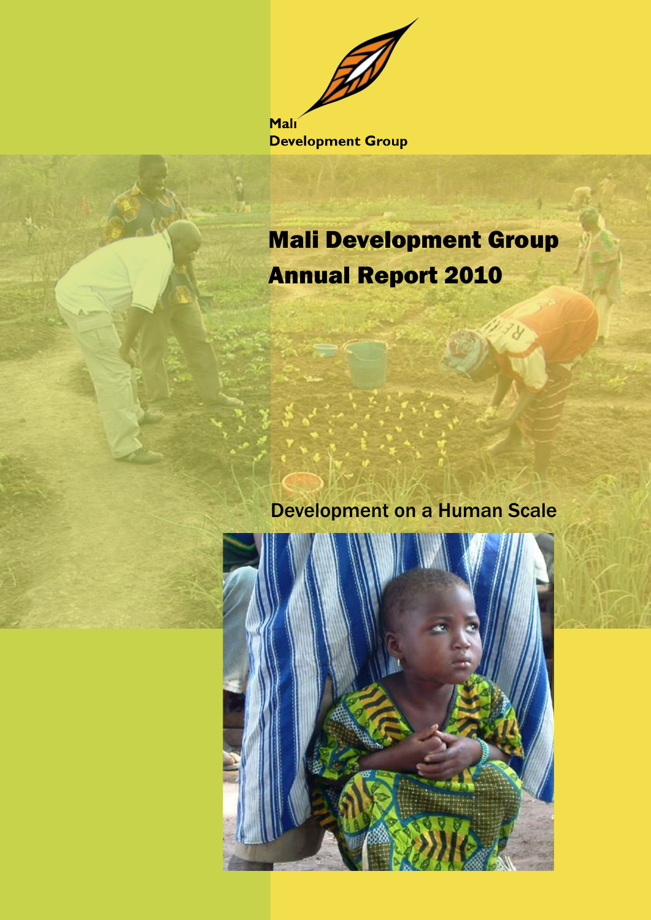Mali
Development Group

# Mali Development Group Annual Report 2010

## Development on a Human Scale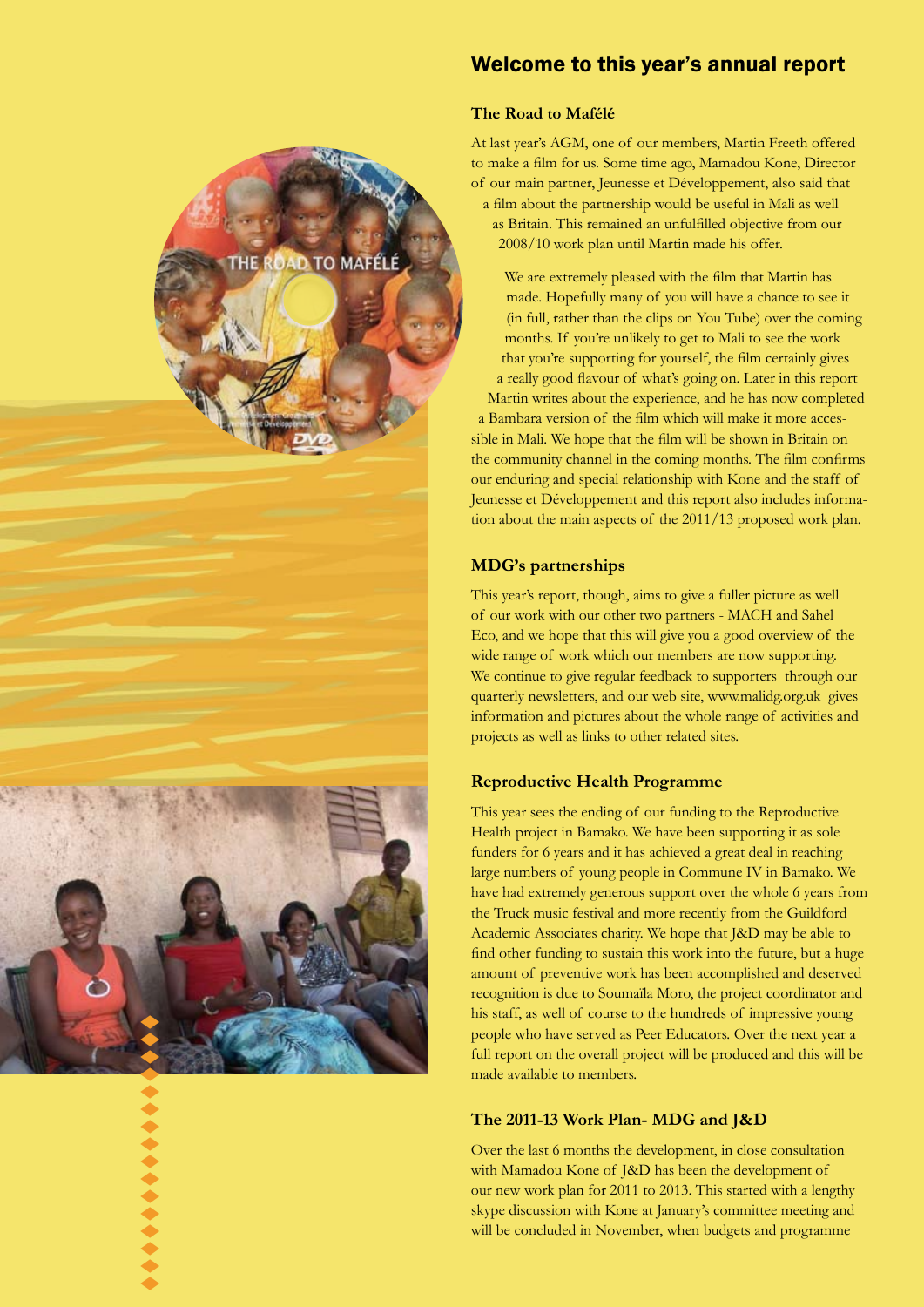# Welcome to this year's annual report

### The Road to Mafélé

At last year's AGM, one of our members, Martin Freeth offered to make a film for us. Some time ago, Mamadou Kone, Director of our main partner, Jeunesse et Développement, also said that a film about the partnership would be useful in Mali as well as Britain. This remained an unfulfilled objective from our 2008/10 work plan until Martin made his offer.

We are extremely pleased with the film that Martin has made. Hopefully many of you will have a chance to see it (in full, rather than the clips on You Tube) over the coming months. If you're unlikely to get to Mali to see the work that you're supporting for yourself, the film certainly gives a really good flavour of what's going on. Later in this report Martin writes about the experience, and he has now completed a Bambara version of the film which will make it more accessible in Mali. We hope that the film will be shown in Britain on the community channel in the coming months. The film confirms our enduring and special relationship with Kone and the staff of Jeunesse et Développement and this report also includes information about the main aspects of the 2011/13 proposed work plan.

### MDG's partnerships

This year's report, though, aims to give a fuller picture as well of our work with our other two partners - MACH and Sahel Eco, and we hope that this will give you a good overview of the wide range of work which our members are now supporting. We continue to give regular feedback to supporters through our quarterly newsletters, and our web site, www.malidg.org.uk gives information and pictures about the whole range of activities and projects as well as links to other related sites.

### Reproductive Health Programme

This year sees the ending of our funding to the Reproductive Health project in Bamako. We have been supporting it as sole funders for 6 years and it has achieved a great deal in reaching large numbers of young people in Commune IV in Bamako. We have had extremely generous support over the whole 6 years from the Truck music festival and more recently from the Guildford Academic Associates charity. We hope that J&D may be able to find other funding to sustain this work into the future, but a huge amount of preventive work has been accomplished and deserved recognition is due to Soumaïla Moro, the project coordinator and his staff, as well of course to the hundreds of impressive young people who have served as Peer Educators. Over the next year a full report on the overall project will be produced and this will be made available to members.

### The 2011-13 Work Plan- MDG and J&D

Over the last 6 months the development, in close consultation with Mamadou Kone of J&D has been the development of our new work plan for 2011 to 2013. This started with a lengthy skype discussion with Kone at January's committee meeting and will be concluded in November, when budgets and programme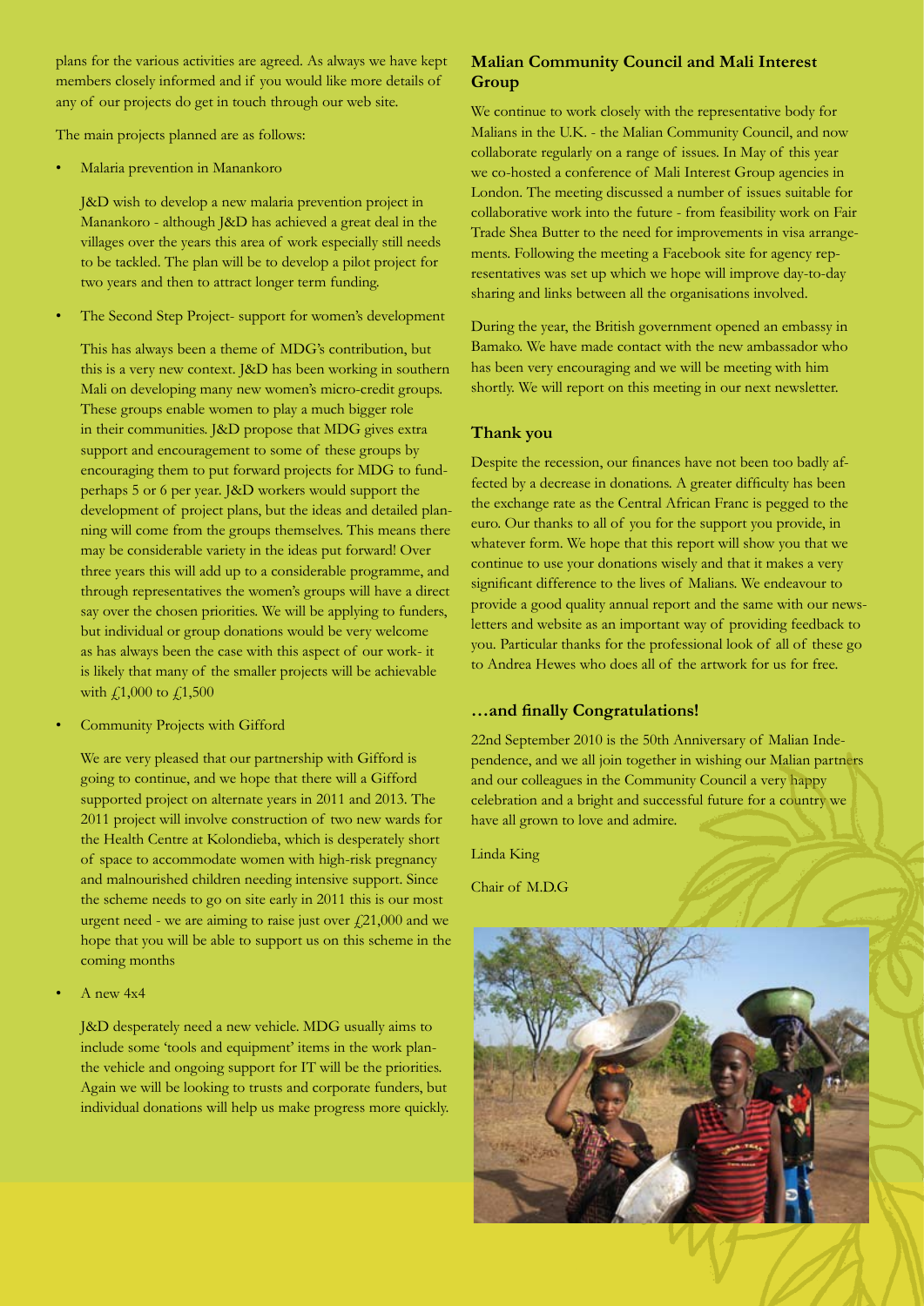plans for the various activities are agreed. As always we have kept members closely informed and if you would like more details of any of our projects do get in touch through our web site.

The main projects planned are as follows:

- Malaria prevention in Manankoro

  J&D wish to develop a new malaria prevention project in Manankoro - although J&D has achieved a great deal in the villages over the years this area of work especially still needs to be tackled. The plan will be to develop a pilot project for two years and then to attract longer term funding.

- The Second Step Project- support for women's development

  This has always been a theme of MDG's contribution, but this is a very new context. J&D has been working in southern Mali on developing many new women's micro-credit groups. These groups enable women to play a much bigger role in their communities. J&D propose that MDG gives extra support and encouragement to some of these groups by encouraging them to put forward projects for MDG to fund- perhaps 5 or 6 per year. J&D workers would support the development of project plans, but the ideas and detailed planning will come from the groups themselves. This means there may be considerable variety in the ideas put forward! Over three years this will add up to a considerable programme, and through representatives the women's groups will have a direct say over the chosen priorities. We will be applying to funders, but individual or group donations would be very welcome as has always been the case with this aspect of our work- it is likely that many of the smaller projects will be achievable with £1,000 to £1,500

- Community Projects with Gifford

  We are very pleased that our partnership with Gifford is going to continue, and we hope that there will a Gifford supported project on alternate years in 2011 and 2013. The 2011 project will involve construction of two new wards for the Health Centre at Kolondieba, which is desperately short of space to accommodate women with high-risk pregnancy and malnourished children needing intensive support. Since the scheme needs to go on site early in 2011 this is our most urgent need - we are aiming to raise just over £21,000 and we hope that you will be able to support us on this scheme in the coming months

- A new 4x4

  J&D desperately need a new vehicle. MDG usually aims to include some 'tools and equipment' items in the work plan- the vehicle and ongoing support for IT will be the priorities. Again we will be looking to trusts and corporate funders, but individual donations will help us make progress more quickly.

### Malian Community Council and Mali Interest Group

We continue to work closely with the representative body for Malians in the U.K. - the Malian Community Council, and now collaborate regularly on a range of issues. In May of this year we co-hosted a conference of Mali Interest Group agencies in London. The meeting discussed a number of issues suitable for collaborative work into the future - from feasibility work on Fair Trade Shea Butter to the need for improvements in visa arrangements. Following the meeting a Facebook site for agency representatives was set up which we hope will improve day-to-day sharing and links between all the organisations involved.

During the year, the British government opened an embassy in Bamako. We have made contact with the new ambassador who has been very encouraging and we will be meeting with him shortly. We will report on this meeting in our next newsletter.

### Thank you

Despite the recession, our finances have not been too badly affected by a decrease in donations. A greater difficulty has been the exchange rate as the Central African Franc is pegged to the euro. Our thanks to all of you for the support you provide, in whatever form. We hope that this report will show you that we continue to use your donations wisely and that it makes a very significant difference to the lives of Malians. We endeavour to provide a good quality annual report and the same with our newsletters and website as an important way of providing feedback to you. Particular thanks for the professional look of all of these go to Andrea Hewes who does all of the artwork for us for free.

### …and finally Congratulations!

22nd September 2010 is the 50th Anniversary of Malian Independence, and we all join together in wishing our Malian partners and our colleagues in the Community Council a very happy celebration and a bright and successful future for a country we have all grown to love and admire.

Linda King

Chair of M.D.G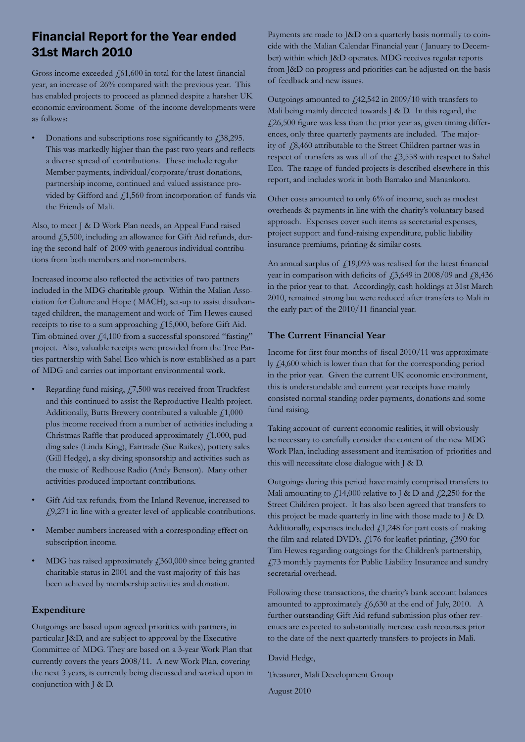# Financial Report for the Year ended 31st March 2010

Gross income exceeded £61,600 in total for the latest financial year, an increase of 26% compared with the previous year. This has enabled projects to proceed as planned despite a harsher UK economic environment. Some of the income developments were as follows:

- Donations and subscriptions rose significantly to £38,295. This was markedly higher than the past two years and reflects a diverse spread of contributions. These include regular Member payments, individual/corporate/trust donations, partnership income, continued and valued assistance provided by Gifford and £1,560 from incorporation of funds via the Friends of Mali.

Also, to meet J & D Work Plan needs, an Appeal Fund raised around £5,500, including an allowance for Gift Aid refunds, during the second half of 2009 with generous individual contributions from both members and non-members.

Increased income also reflected the activities of two partners included in the MDG charitable group. Within the Malian Association for Culture and Hope ( MACH), set-up to assist disadvantaged children, the management and work of Tim Hewes caused receipts to rise to a sum approaching £15,000, before Gift Aid. Tim obtained over £4,100 from a successful sponsored "fasting" project. Also, valuable receipts were provided from the Tree Parties partnership with Sahel Eco which is now established as a part of MDG and carries out important environmental work.

- Regarding fund raising, £7,500 was received from Truckfest and this continued to assist the Reproductive Health project. Additionally, Butts Brewery contributed a valuable £1,000 plus income received from a number of activities including a Christmas Raffle that produced approximately £1,000, pudding sales (Linda King), Fairtrade (Sue Raikes), pottery sales (Gill Hedge), a sky diving sponsorship and activities such as the music of Redhouse Radio (Andy Benson). Many other activities produced important contributions.
- Gift Aid tax refunds, from the Inland Revenue, increased to £9,271 in line with a greater level of applicable contributions.
- Member numbers increased with a corresponding effect on subscription income.
- MDG has raised approximately £360,000 since being granted charitable status in 2001 and the vast majority of this has been achieved by membership activities and donation.

### Expenditure

Outgoings are based upon agreed priorities with partners, in particular J&D, and are subject to approval by the Executive Committee of MDG. They are based on a 3-year Work Plan that currently covers the years 2008/11. A new Work Plan, covering the next 3 years, is currently being discussed and worked upon in conjunction with J & D.

Payments are made to J&D on a quarterly basis normally to coincide with the Malian Calendar Financial year ( January to December) within which J&D operates. MDG receives regular reports from J&D on progress and priorities can be adjusted on the basis of feedback and new issues.

Outgoings amounted to £42,542 in 2009/10 with transfers to Mali being mainly directed towards J & D. In this regard, the £26,500 figure was less than the prior year as, given timing differences, only three quarterly payments are included. The majority of £8,460 attributable to the Street Children partner was in respect of transfers as was all of the £3,558 with respect to Sahel Eco. The range of funded projects is described elsewhere in this report, and includes work in both Bamako and Manankoro.

Other costs amounted to only 6% of income, such as modest overheads & payments in line with the charity's voluntary based approach. Expenses cover such items as secretarial expenses, project support and fund-raising expenditure, public liability insurance premiums, printing & similar costs.

An annual surplus of £19,093 was realised for the latest financial year in comparison with deficits of £3,649 in 2008/09 and £8,436 in the prior year to that. Accordingly, cash holdings at 31st March 2010, remained strong but were reduced after transfers to Mali in the early part of the 2010/11 financial year.

### The Current Financial Year

Income for first four months of fiscal 2010/11 was approximately £4,600 which is lower than that for the corresponding period in the prior year. Given the current UK economic environment, this is understandable and current year receipts have mainly consisted normal standing order payments, donations and some fund raising.

Taking account of current economic realities, it will obviously be necessary to carefully consider the content of the new MDG Work Plan, including assessment and itemisation of priorities and this will necessitate close dialogue with J & D.

Outgoings during this period have mainly comprised transfers to Mali amounting to £14,000 relative to J & D and £2,250 for the Street Children project. It has also been agreed that transfers to this project be made quarterly in line with those made to J & D. Additionally, expenses included £1,248 for part costs of making the film and related DVD's, £176 for leaflet printing, £390 for Tim Hewes regarding outgoings for the Children's partnership, £73 monthly payments for Public Liability Insurance and sundry secretarial overhead.

Following these transactions, the charity's bank account balances amounted to approximately £6,630 at the end of July, 2010. A further outstanding Gift Aid refund submission plus other revenues are expected to substantially increase cash recourses prior to the date of the next quarterly transfers to projects in Mali.

David Hedge,

Treasurer, Mali Development Group

August 2010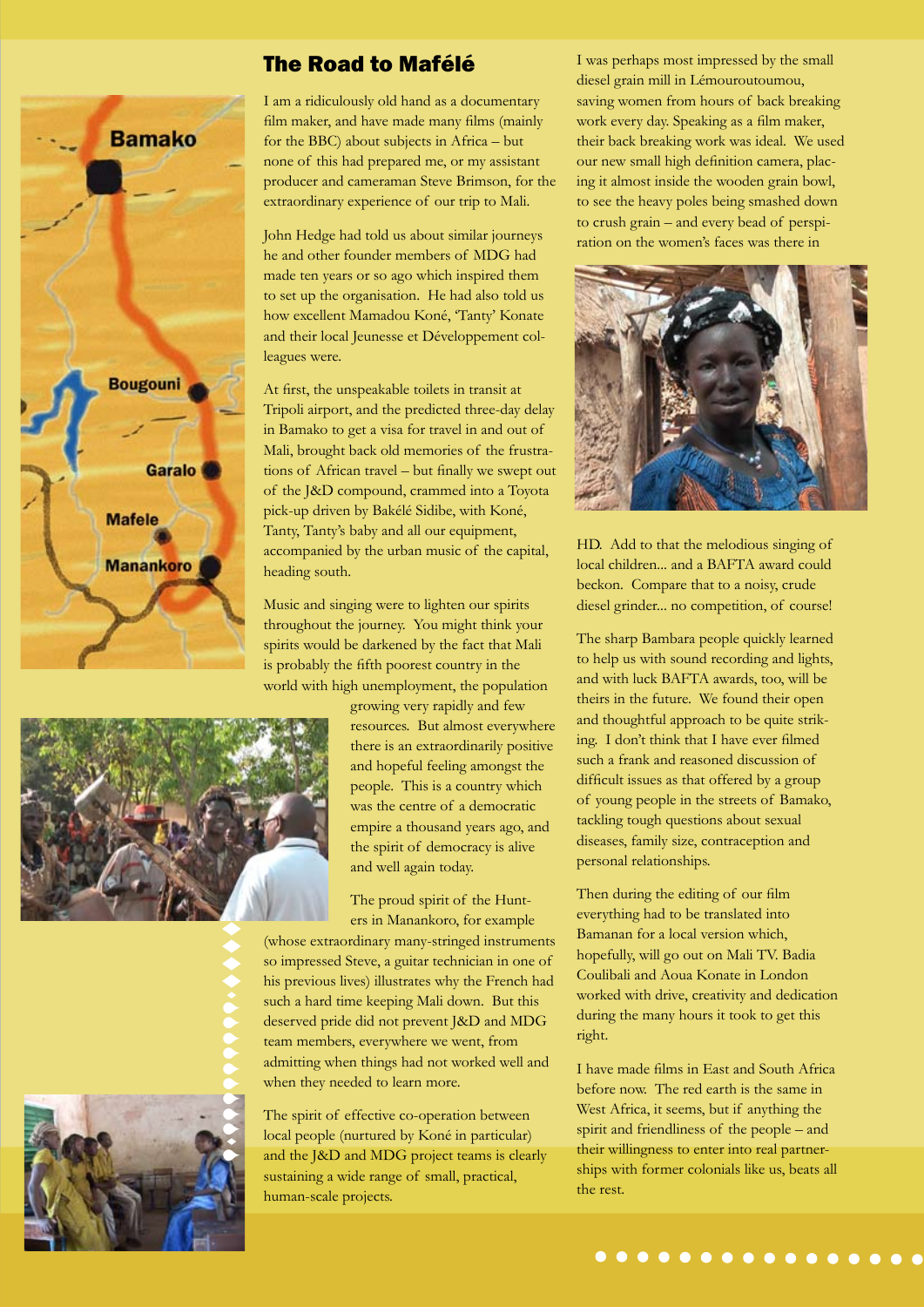# The Road to Mafélé

I am a ridiculously old hand as a documentary film maker, and have made many films (mainly for the BBC) about subjects in Africa – but none of this had prepared me, or my assistant producer and cameraman Steve Brimson, for the extraordinary experience of our trip to Mali.

John Hedge had told us about similar journeys he and other founder members of MDG had made ten years or so ago which inspired them to set up the organisation. He had also told us how excellent Mamadou Koné, 'Tanty' Konate and their local Jeunesse et Développement colleagues were.

At first, the unspeakable toilets in transit at Tripoli airport, and the predicted three-day delay in Bamako to get a visa for travel in and out of Mali, brought back old memories of the frustrations of African travel – but finally we swept out of the J&D compound, crammed into a Toyota pick-up driven by Bakélé Sidibe, with Koné, Tanty, Tanty's baby and all our equipment, accompanied by the urban music of the capital, heading south.

Music and singing were to lighten our spirits throughout the journey. You might think your spirits would be darkened by the fact that Mali is probably the fifth poorest country in the world with high unemployment, the population growing very rapidly and few resources. But almost everywhere there is an extraordinarily positive and hopeful feeling amongst the people. This is a country which was the centre of a democratic empire a thousand years ago, and the spirit of democracy is alive and well again today.

The proud spirit of the Hunters in Manankoro, for example (whose extraordinary many-stringed instruments so impressed Steve, a guitar technician in one of his previous lives) illustrates why the French had such a hard time keeping Mali down. But this deserved pride did not prevent J&D and MDG team members, everywhere we went, from admitting when things had not worked well and when they needed to learn more.

The spirit of effective co-operation between local people (nurtured by Koné in particular) and the J&D and MDG project teams is clearly sustaining a wide range of small, practical, human-scale projects.

I was perhaps most impressed by the small diesel grain mill in Lémouroutoumou, saving women from hours of back breaking work every day. Speaking as a film maker, their back breaking work was ideal. We used our new small high definition camera, placing it almost inside the wooden grain bowl, to see the heavy poles being smashed down to crush grain – and every bead of perspiration on the women's faces was there in HD. Add to that the melodious singing of local children... and a BAFTA award could beckon. Compare that to a noisy, crude diesel grinder... no competition, of course!

The sharp Bambara people quickly learned to help us with sound recording and lights, and with luck BAFTA awards, too, will be theirs in the future. We found their open and thoughtful approach to be quite striking. I don't think that I have ever filmed such a frank and reasoned discussion of difficult issues as that offered by a group of young people in the streets of Bamako, tackling tough questions about sexual diseases, family size, contraception and personal relationships.

Then during the editing of our film everything had to be translated into Bamanan for a local version which, hopefully, will go out on Mali TV. Badia Coulibali and Aoua Konate in London worked with drive, creativity and dedication during the many hours it took to get this right.

I have made films in East and South Africa before now. The red earth is the same in West Africa, it seems, but if anything the spirit and friendliness of the people – and their willingness to enter into real partnerships with former colonials like us, beats all the rest.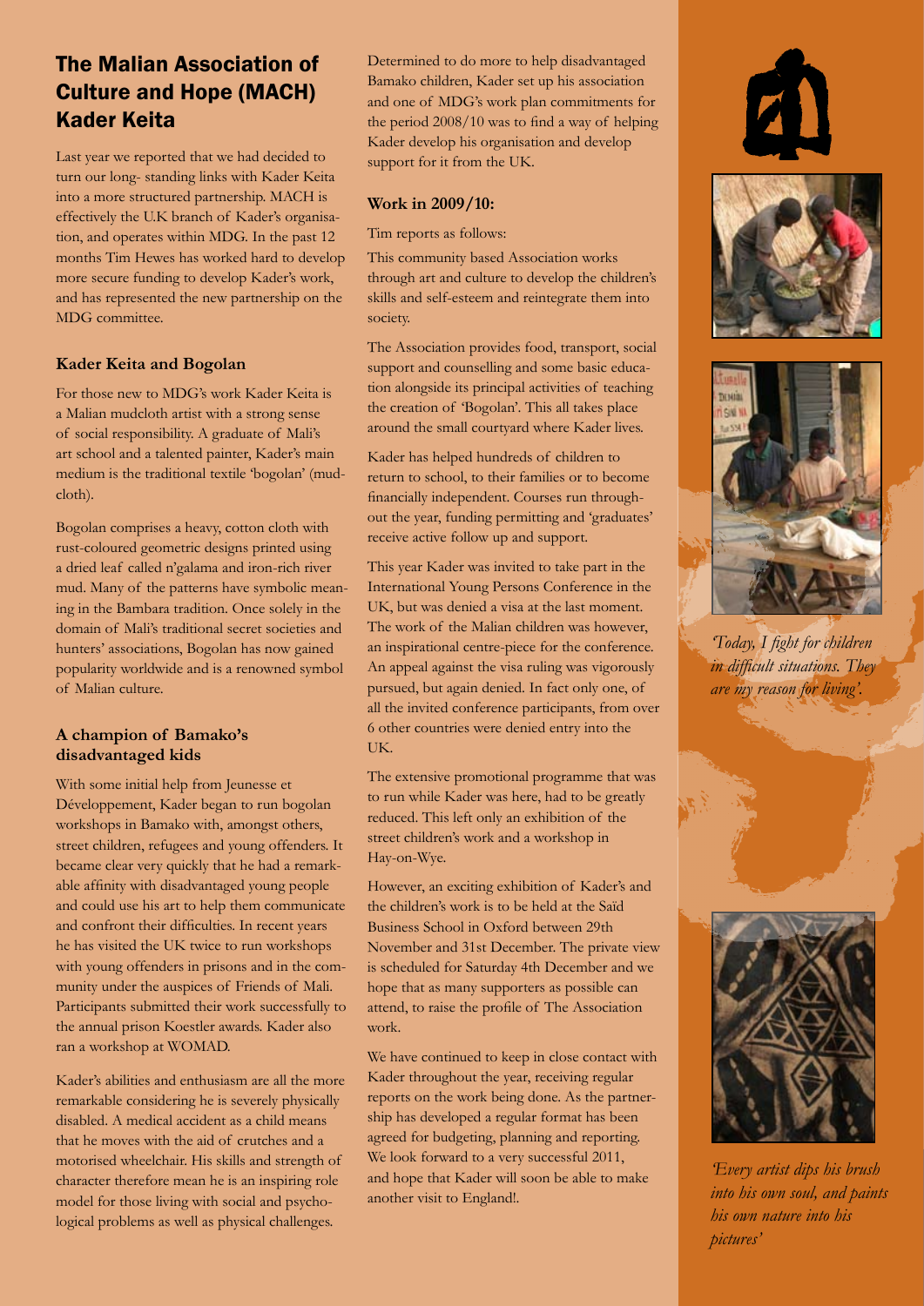# The Malian Association of Culture and Hope (MACH) Kader Keita

Last year we reported that we had decided to turn our long- standing links with Kader Keita into a more structured partnership. MACH is effectively the U.K branch of Kader's organisation, and operates within MDG. In the past 12 months Tim Hewes has worked hard to develop more secure funding to develop Kader's work, and has represented the new partnership on the MDG committee.

### Kader Keita and Bogolan

For those new to MDG's work Kader Keita is a Malian mudcloth artist with a strong sense of social responsibility. A graduate of Mali's art school and a talented painter, Kader's main medium is the traditional textile 'bogolan' (mudcloth).

Bogolan comprises a heavy, cotton cloth with rust-coloured geometric designs printed using a dried leaf called n'galama and iron-rich river mud. Many of the patterns have symbolic meaning in the Bambara tradition. Once solely in the domain of Mali's traditional secret societies and hunters' associations, Bogolan has now gained popularity worldwide and is a renowned symbol of Malian culture.

### A champion of Bamako's disadvantaged kids

With some initial help from Jeunesse et Développement, Kader began to run bogolan workshops in Bamako with, amongst others, street children, refugees and young offenders. It became clear very quickly that he had a remarkable affinity with disadvantaged young people and could use his art to help them communicate and confront their difficulties. In recent years he has visited the UK twice to run workshops with young offenders in prisons and in the community under the auspices of Friends of Mali. Participants submitted their work successfully to the annual prison Koestler awards. Kader also ran a workshop at WOMAD.

Kader's abilities and enthusiasm are all the more remarkable considering he is severely physically disabled. A medical accident as a child means that he moves with the aid of crutches and a motorised wheelchair. His skills and strength of character therefore mean he is an inspiring role model for those living with social and psychological problems as well as physical challenges.

Determined to do more to help disadvantaged Bamako children, Kader set up his association and one of MDG's work plan commitments for the period 2008/10 was to find a way of helping Kader develop his organisation and develop support for it from the UK.

### Work in 2009/10:

Tim reports as follows:

This community based Association works through art and culture to develop the children's skills and self-esteem and reintegrate them into society.

The Association provides food, transport, social support and counselling and some basic education alongside its principal activities of teaching the creation of 'Bogolan'. This all takes place around the small courtyard where Kader lives.

Kader has helped hundreds of children to return to school, to their families or to become financially independent. Courses run throughout the year, funding permitting and 'graduates' receive active follow up and support.

This year Kader was invited to take part in the International Young Persons Conference in the UK, but was denied a visa at the last moment. The work of the Malian children was however, an inspirational centre-piece for the conference. An appeal against the visa ruling was vigorously pursued, but again denied. In fact only one, of all the invited conference participants, from over 6 other countries were denied entry into the UK.

The extensive promotional programme that was to run while Kader was here, had to be greatly reduced. This left only an exhibition of the street children's work and a workshop in Hay-on-Wye.

However, an exciting exhibition of Kader's and the children's work is to be held at the Saïd Business School in Oxford between 29th November and 31st December. The private view is scheduled for Saturday 4th December and we hope that as many supporters as possible can attend, to raise the profile of The Association work.

We have continued to keep in close contact with Kader throughout the year, receiving regular reports on the work being done. As the partnership has developed a regular format has been agreed for budgeting, planning and reporting. We look forward to a very successful 2011, and hope that Kader will soon be able to make another visit to England!.

*'Today, I fight for children in difficult situations. They are my reason for living'.*

*'Every artist dips his brush into his own soul, and paints his own nature into his pictures'*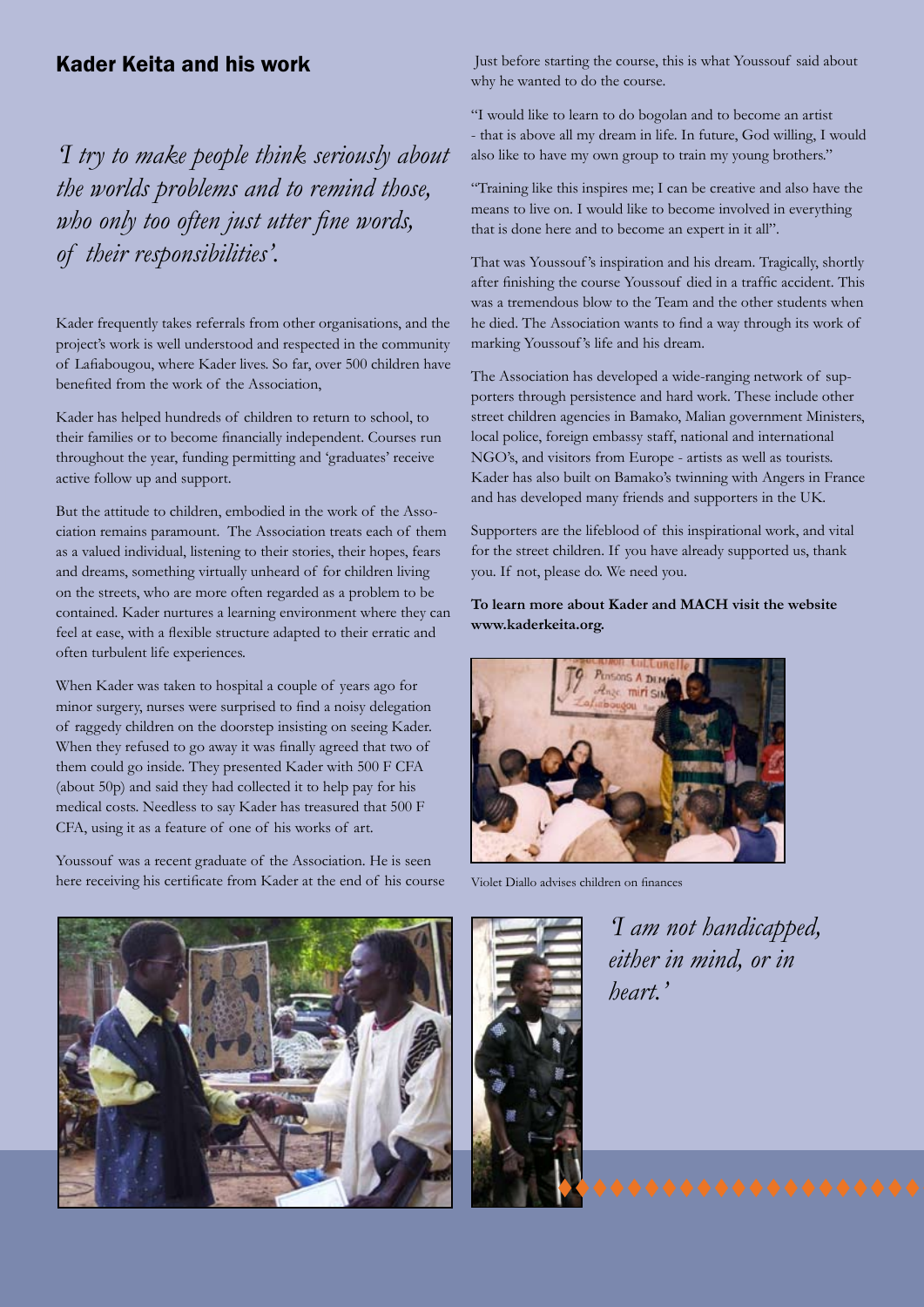## Kader Keita and his work

*'I try to make people think seriously about the worlds problems and to remind those, who only too often just utter fine words, of their responsibilities'.*

Kader frequently takes referrals from other organisations, and the project's work is well understood and respected in the community of Lafiabougou, where Kader lives. So far, over 500 children have benefited from the work of the Association,

Kader has helped hundreds of children to return to school, to their families or to become financially independent. Courses run throughout the year, funding permitting and 'graduates' receive active follow up and support.

But the attitude to children, embodied in the work of the Association remains paramount. The Association treats each of them as a valued individual, listening to their stories, their hopes, fears and dreams, something virtually unheard of for children living on the streets, who are more often regarded as a problem to be contained. Kader nurtures a learning environment where they can feel at ease, with a flexible structure adapted to their erratic and often turbulent life experiences.

When Kader was taken to hospital a couple of years ago for minor surgery, nurses were surprised to find a noisy delegation of raggedy children on the doorstep insisting on seeing Kader. When they refused to go away it was finally agreed that two of them could go inside. They presented Kader with 500 F CFA (about 50p) and said they had collected it to help pay for his medical costs. Needless to say Kader has treasured that 500 F CFA, using it as a feature of one of his works of art.

Youssouf was a recent graduate of the Association. He is seen here receiving his certificate from Kader at the end of his course

Just before starting the course, this is what Youssouf said about why he wanted to do the course.

"I would like to learn to do bogolan and to become an artist - that is above all my dream in life. In future, God willing, I would also like to have my own group to train my young brothers."

"Training like this inspires me; I can be creative and also have the means to live on. I would like to become involved in everything that is done here and to become an expert in it all".

That was Youssouf's inspiration and his dream. Tragically, shortly after finishing the course Youssouf died in a traffic accident. This was a tremendous blow to the Team and the other students when he died. The Association wants to find a way through its work of marking Youssouf's life and his dream.

The Association has developed a wide-ranging network of supporters through persistence and hard work. These include other street children agencies in Bamako, Malian government Ministers, local police, foreign embassy staff, national and international NGO's, and visitors from Europe - artists as well as tourists. Kader has also built on Bamako's twinning with Angers in France and has developed many friends and supporters in the UK.

Supporters are the lifeblood of this inspirational work, and vital for the street children. If you have already supported us, thank you. If not, please do. We need you.

**To learn more about Kader and MACH visit the website www.kaderkeita.org.**

Violet Diallo advises children on finances

*'I am not handicapped, either in mind, or in heart.'*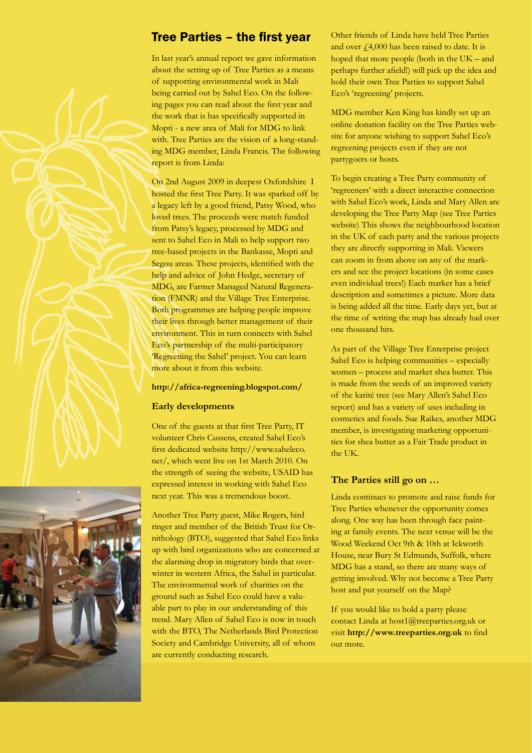## Tree Parties – the first year

In last year's annual report we gave information about the setting up of Tree Parties as a means of supporting environmental work in Mali being carried out by Sahel Eco. On the following pages you can read about the first year and the work that is has specifically supported in Mopti - a new area of Mali for MDG to link with. Tree Parties are the vision of a long-standing MDG member, Linda Francis. The following report is from Linda:

On 2nd August 2009 in deepest Oxfordshire I hosted the first Tree Party. It was sparked off by a legacy left by a good friend, Patsy Wood, who loved trees. The proceeds were match funded from Patsy's legacy, processed by MDG and sent to Sahel Eco in Mali to help support two tree-based projects in the Bankasse, Mopti and Segou areas. These projects, identified with the help and advice of John Hedge, secretary of MDG, are Farmer Managed Natural Regeneration (FMNR) and the Village Tree Enterprise. Both programmes are helping people improve their lives through better management of their environment. This in turn connects with Sahel Eco's partnership of the multi-participatory 'Regreening the Sahel' project. You can learn more about it from this website.

**http://africa-regreening.blogspot.com/**

### Early developments

One of the guests at that first Tree Party, IT volunteer Chris Cussens, created Sahel Eco's first dedicated website http://www.saheleco.net/, which went live on 1st March 2010. On the strength of seeing the website, USAID has expressed interest in working with Sahel Eco next year. This was a tremendous boost.

Another Tree Party guest, Mike Rogers, bird ringer and member of the British Trust for Ornithology (BTO), suggested that Sahel Eco links up with bird organizations who are concerned at the alarming drop in migratory birds that overwinter in western Africa, the Sahel in particular. The environmental work of charities on the ground such as Sahel Eco could have a valuable part to play in our understanding of this trend. Mary Allen of Sahel Eco is now in touch with the BTO, The Netherlands Bird Protection Society and Cambridge University, all of whom are currently conducting research.

Other friends of Linda have held Tree Parties and over £4,000 has been raised to date. It is hoped that more people (both in the UK – and perhaps further afield!) will pick up the idea and hold their own Tree Parties to support Sahel Eco's 'regreening' projects.

MDG member Ken King has kindly set up an online donation facility on the Tree Parties website for anyone wishing to support Sahel Eco's regreening projects even if they are not partygoers or hosts.

To begin creating a Tree Party community of 'regreeners' with a direct interactive connection with Sahel Eco's work, Linda and Mary Allen are developing the Tree Party Map (see Tree Parties website) This shows the neighbourhood location in the UK of each party and the various projects they are directly supporting in Mali. Viewers can zoom in from above on any of the markers and see the project locations (in some cases even individual trees!) Each marker has a brief description and sometimes a picture. More data is being added all the time. Early days yet, but at the time of writing the map has already had over one thousand hits.

As part of the Village Tree Enterprise project Sahel Eco is helping communities – especially women – process and market shea butter. This is made from the seeds of an improved variety of the karité tree (see Mary Allen's Sahel Eco report) and has a variety of uses including in cosmetics and foods. Sue Raikes, another MDG member, is investigating marketing opportunities for shea butter as a Fair Trade product in the UK.

### The Parties still go on …

Linda continues to promote and raise funds for Tree Parties whenever the opportunity comes along. One way has been through face painting at family events. The next venue will be the Wood Weekend Oct 9th & 10th at Ickworth House, near Bury St Edmunds, Suffolk, where MDG has a stand, so there are many ways of getting involved. Why not become a Tree Party host and put yourself on the Map?

If you would like to hold a party please contact Linda at host1@treeparties.org.uk or visit **http://www.treeparties.org.uk** to find out more.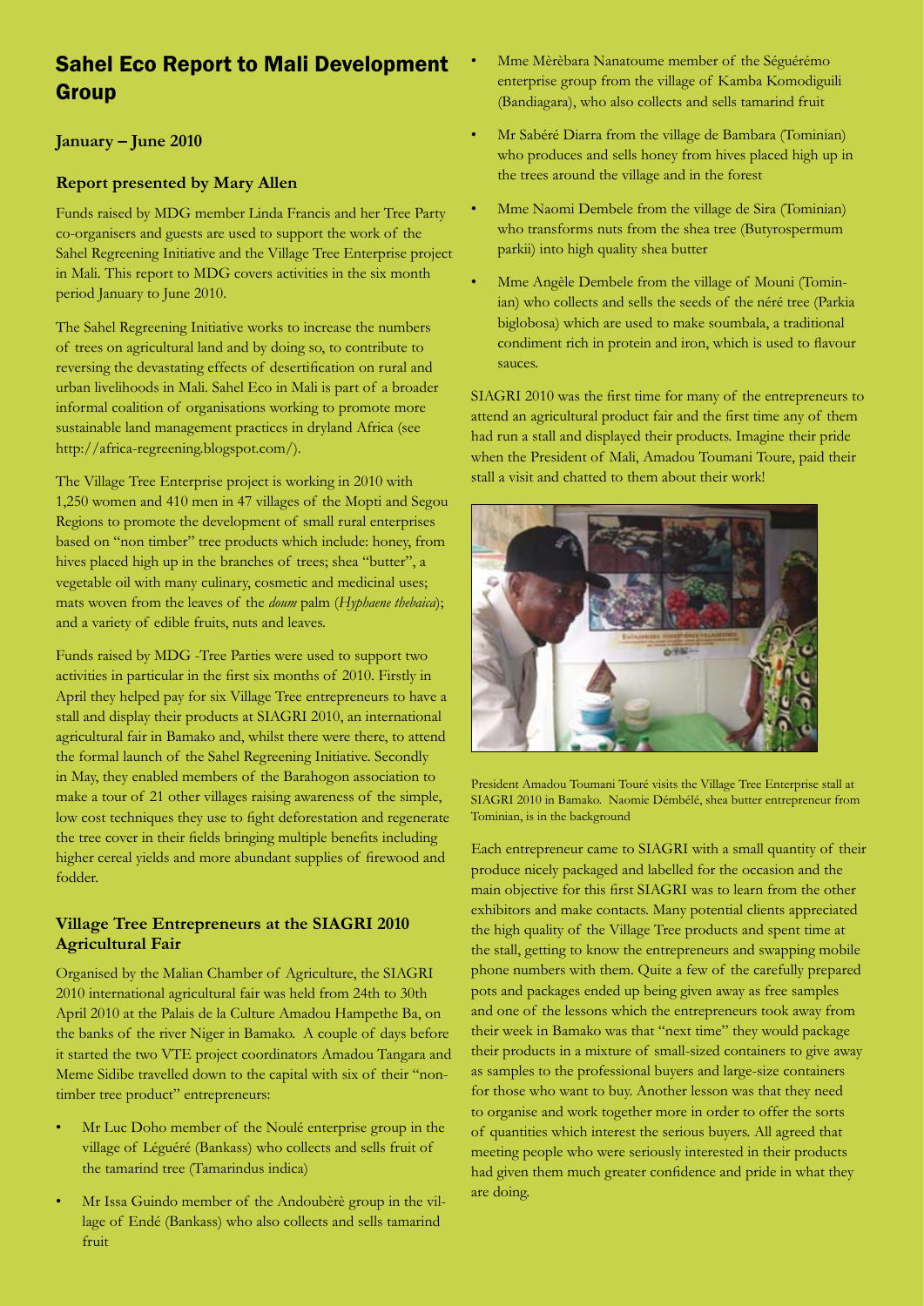# Sahel Eco Report to Mali Development Group

**January – June 2010**

### Report presented by Mary Allen

Funds raised by MDG member Linda Francis and her Tree Party co-organisers and guests are used to support the work of the Sahel Regreening Initiative and the Village Tree Enterprise project in Mali. This report to MDG covers activities in the six month period January to June 2010.

The Sahel Regreening Initiative works to increase the numbers of trees on agricultural land and by doing so, to contribute to reversing the devastating effects of desertification on rural and urban livelihoods in Mali. Sahel Eco in Mali is part of a broader informal coalition of organisations working to promote more sustainable land management practices in dryland Africa (see http://africa-regreening.blogspot.com/).

The Village Tree Enterprise project is working in 2010 with 1,250 women and 410 men in 47 villages of the Mopti and Segou Regions to promote the development of small rural enterprises based on "non timber" tree products which include: honey, from hives placed high up in the branches of trees; shea "butter", a vegetable oil with many culinary, cosmetic and medicinal uses; mats woven from the leaves of the *doum* palm (*Hyphaene thebaica*); and a variety of edible fruits, nuts and leaves.

Funds raised by MDG -Tree Parties were used to support two activities in particular in the first six months of 2010. Firstly in April they helped pay for six Village Tree entrepreneurs to have a stall and display their products at SIAGRI 2010, an international agricultural fair in Bamako and, whilst there were there, to attend the formal launch of the Sahel Regreening Initiative. Secondly in May, they enabled members of the Barahogon association to make a tour of 21 other villages raising awareness of the simple, low cost techniques they use to fight deforestation and regenerate the tree cover in their fields bringing multiple benefits including higher cereal yields and more abundant supplies of firewood and fodder.

### Village Tree Entrepreneurs at the SIAGRI 2010 Agricultural Fair

Organised by the Malian Chamber of Agriculture, the SIAGRI 2010 international agricultural fair was held from 24th to 30th April 2010 at the Palais de la Culture Amadou Hampethe Ba, on the banks of the river Niger in Bamako. A couple of days before it started the two VTE project coordinators Amadou Tangara and Meme Sidibe travelled down to the capital with six of their "non-timber tree product" entrepreneurs:

- Mr Luc Doho member of the Noulé enterprise group in the village of Léguéré (Bankass) who collects and sells fruit of the tamarind tree (Tamarindus indica)
- Mr Issa Guindo member of the Andoubèrè group in the village of Endé (Bankass) who also collects and sells tamarind fruit
- Mme Mèrèbara Nanatoume member of the Séguérémo enterprise group from the village of Kamba Komodiguili (Bandiagara), who also collects and sells tamarind fruit
- Mr Sabéré Diarra from the village de Bambara (Tominian) who produces and sells honey from hives placed high up in the trees around the village and in the forest
- Mme Naomi Dembele from the village de Sira (Tominian) who transforms nuts from the shea tree (Butyrospermum parkii) into high quality shea butter
- Mme Angèle Dembele from the village of Mouni (Tominian) who collects and sells the seeds of the néré tree (Parkia biglobosa) which are used to make soumbala, a traditional condiment rich in protein and iron, which is used to flavour sauces.

SIAGRI 2010 was the first time for many of the entrepreneurs to attend an agricultural product fair and the first time any of them had run a stall and displayed their products. Imagine their pride when the President of Mali, Amadou Toumani Toure, paid their stall a visit and chatted to them about their work!

President Amadou Toumani Touré visits the Village Tree Enterprise stall at SIAGRI 2010 in Bamako. Naomie Démbélé, shea butter entrepreneur from Tominian, is in the background

Each entrepreneur came to SIAGRI with a small quantity of their produce nicely packaged and labelled for the occasion and the main objective for this first SIAGRI was to learn from the other exhibitors and make contacts. Many potential clients appreciated the high quality of the Village Tree products and spent time at the stall, getting to know the entrepreneurs and swapping mobile phone numbers with them. Quite a few of the carefully prepared pots and packages ended up being given away as free samples and one of the lessons which the entrepreneurs took away from their week in Bamako was that "next time" they would package their products in a mixture of small-sized containers to give away as samples to the professional buyers and large-size containers for those who want to buy. Another lesson was that they need to organise and work together more in order to offer the sorts of quantities which interest the serious buyers. All agreed that meeting people who were seriously interested in their products had given them much greater confidence and pride in what they are doing.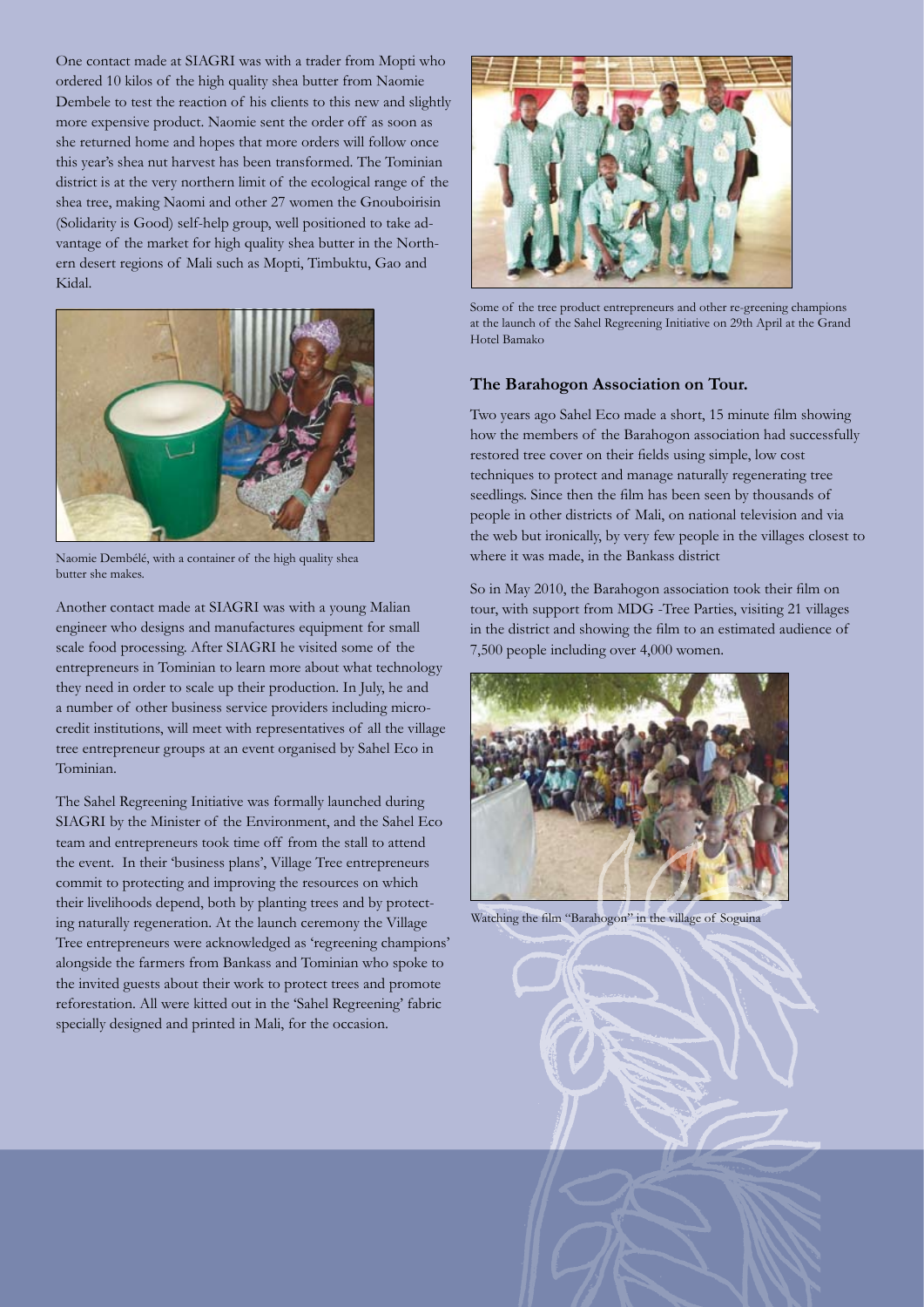One contact made at SIAGRI was with a trader from Mopti who ordered 10 kilos of the high quality shea butter from Naomie Dembele to test the reaction of his clients to this new and slightly more expensive product. Naomie sent the order off as soon as she returned home and hopes that more orders will follow once this year's shea nut harvest has been transformed. The Tominian district is at the very northern limit of the ecological range of the shea tree, making Naomi and other 27 women the Gnouboirisin (Solidarity is Good) self-help group, well positioned to take advantage of the market for high quality shea butter in the Northern desert regions of Mali such as Mopti, Timbuktu, Gao and Kidal.

Naomie Dembélé, with a container of the high quality shea butter she makes.

Another contact made at SIAGRI was with a young Malian engineer who designs and manufactures equipment for small scale food processing. After SIAGRI he visited some of the entrepreneurs in Tominian to learn more about what technology they need in order to scale up their production. In July, he and a number of other business service providers including micro-credit institutions, will meet with representatives of all the village tree entrepreneur groups at an event organised by Sahel Eco in Tominian.

The Sahel Regreening Initiative was formally launched during SIAGRI by the Minister of the Environment, and the Sahel Eco team and entrepreneurs took time off from the stall to attend the event. In their 'business plans', Village Tree entrepreneurs commit to protecting and improving the resources on which their livelihoods depend, both by planting trees and by protecting naturally regeneration. At the launch ceremony the Village Tree entrepreneurs were acknowledged as 'regreening champions' alongside the farmers from Bankass and Tominian who spoke to the invited guests about their work to protect trees and promote reforestation. All were kitted out in the 'Sahel Regreening' fabric specially designed and printed in Mali, for the occasion.

Some of the tree product entrepreneurs and other re-greening champions at the launch of the Sahel Regreening Initiative on 29th April at the Grand Hotel Bamako

### The Barahogon Association on Tour.

Two years ago Sahel Eco made a short, 15 minute film showing how the members of the Barahogon association had successfully restored tree cover on their fields using simple, low cost techniques to protect and manage naturally regenerating tree seedlings. Since then the film has been seen by thousands of people in other districts of Mali, on national television and via the web but ironically, by very few people in the villages closest to where it was made, in the Bankass district

So in May 2010, the Barahogon association took their film on tour, with support from MDG -Tree Parties, visiting 21 villages in the district and showing the film to an estimated audience of 7,500 people including over 4,000 women.

Watching the film "Barahogon" in the village of Soguina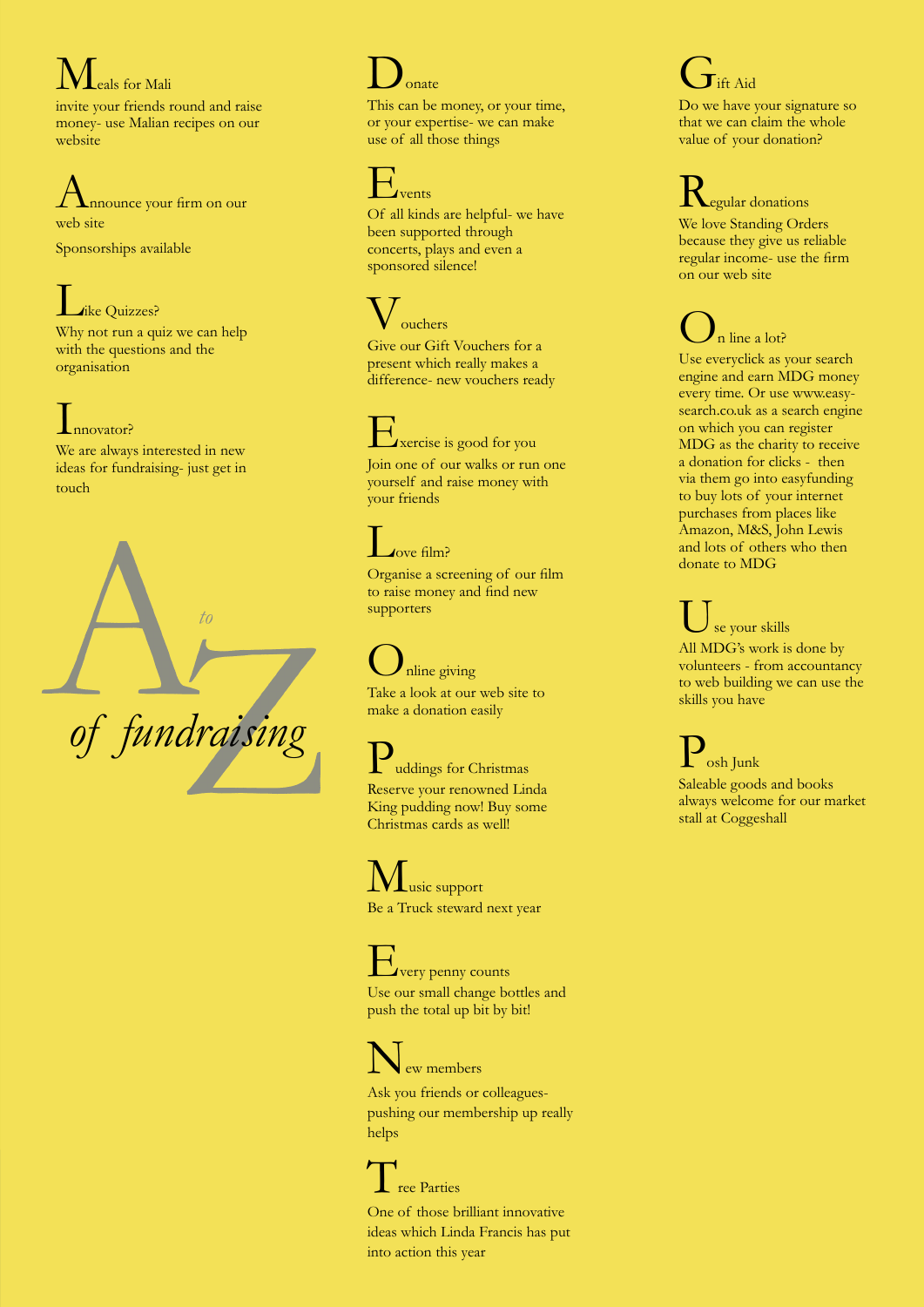# A to Z of fundraising

**M**eals for Mali

invite your friends round and raise money- use Malian recipes on our website

**A**nnounce your firm on our web site

Sponsorships available

**L**ike Quizzes?

Why not run a quiz we can help with the questions and the organisation

**I**nnovator?

We are always interested in new ideas for fundraising- just get in touch

**D**onate

This can be money, or your time, or your expertise- we can make use of all those things

**E**vents

Of all kinds are helpful- we have been supported through concerts, plays and even a sponsored silence!

**V**ouchers

Give our Gift Vouchers for a present which really makes a difference- new vouchers ready

**E**xercise is good for you

Join one of our walks or run one yourself and raise money with your friends

**L**ove film?

Organise a screening of our film to raise money and find new supporters

**O**nline giving

Take a look at our web site to make a donation easily

**P**uddings for Christmas

Reserve your renowned Linda King pudding now! Buy some Christmas cards as well!

**M**usic support

Be a Truck steward next year

**E**very penny counts

Use our small change bottles and push the total up bit by bit!

**N**ew members

Ask you friends or colleagues- pushing our membership up really helps

**T**ree Parties

One of those brilliant innovative ideas which Linda Francis has put into action this year

**G**ift Aid

Do we have your signature so that we can claim the whole value of your donation?

**R**egular donations

We love Standing Orders because they give us reliable regular income- use the firm on our web site

**O**n line a lot?

Use everyclick as your search engine and earn MDG money every time. Or use www.easy-search.co.uk as a search engine on which you can register MDG as the charity to receive a donation for clicks - then via them go into easyfunding to buy lots of your internet purchases from places like Amazon, M&S, John Lewis and lots of others who then donate to MDG

**U**se your skills

All MDG's work is done by volunteers - from accountancy to web building we can use the skills you have

**P**osh Junk

Saleable goods and books always welcome for our market stall at Coggeshall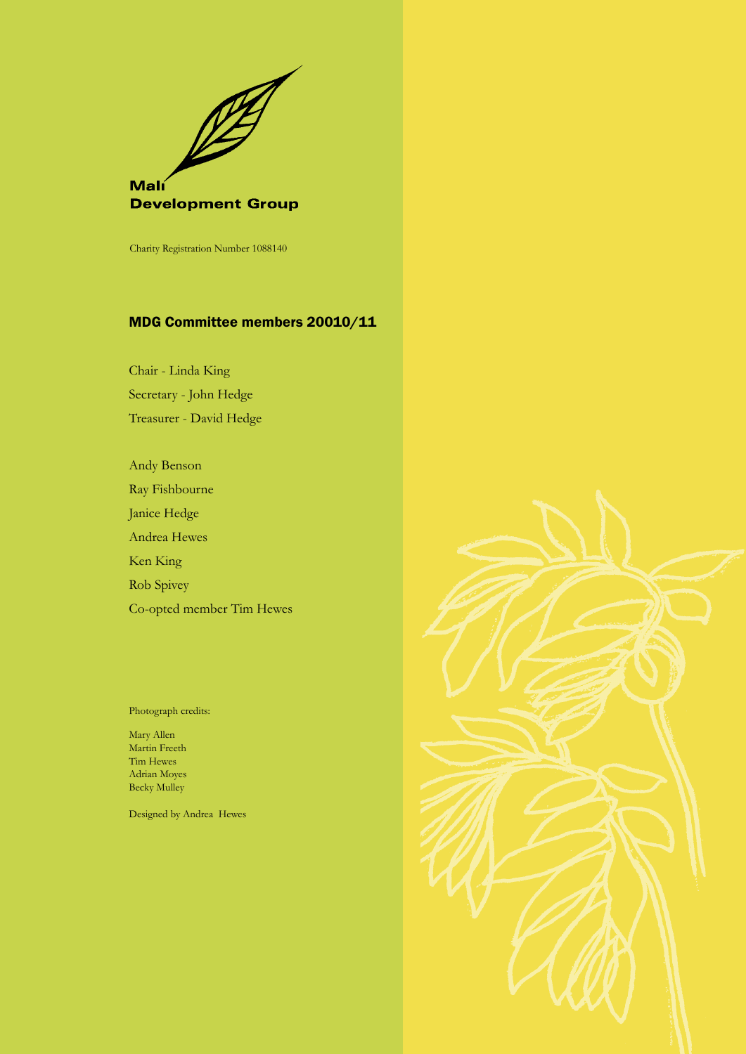Mali
Development Group

Charity Registration Number 1088140

## MDG Committee members 20010/11

Chair - Linda King
Secretary - John Hedge
Treasurer - David Hedge

Andy Benson
Ray Fishbourne
Janice Hedge
Andrea Hewes
Ken King
Rob Spivey
Co-opted member Tim Hewes

Photograph credits:

Mary Allen
Martin Freeth
Tim Hewes
Adrian Moyes
Becky Mulley

Designed by Andrea Hewes